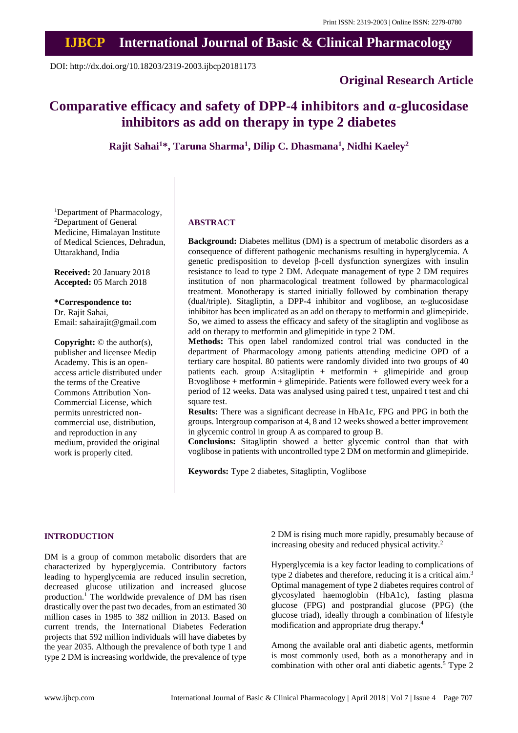Print ISSN: 2319-2003 | Online ISSN: 2279-0780

# IJBCP International Journal of Basic & Clinical Pharmacology

DOI: http://dx.doi.org/10.18203/2319-2003.ijbcp20181173

**Original Research Article**

# Comparative efficacy and safety of DPP-4 inhibitors and α-glucosidase inhibitors as add on therapy in type 2 diabetes

**Rajit Sahai[1]*, Taruna Sharma[1], Dilip C. Dhasmana[1], Nidhi Kaeley[2]**

[1]Department of Pharmacology, [2]Department of General Medicine, Himalayan Institute of Medical Sciences, Dehradun, Uttarakhand, India

**Received:** 20 January 2018
**Accepted:** 05 March 2018

**\*Correspondence to:**
Dr. Rajit Sahai,
Email: sahairajit@gmail.com

**Copyright:** © the author(s), publisher and licensee Medip Academy. This is an open-access article distributed under the terms of the Creative Commons Attribution Non-Commercial License, which permits unrestricted non-commercial use, distribution, and reproduction in any medium, provided the original work is properly cited.

## ABSTRACT

**Background:** Diabetes mellitus (DM) is a spectrum of metabolic disorders as a consequence of different pathogenic mechanisms resulting in hyperglycemia. A genetic predisposition to develop β-cell dysfunction synergizes with insulin resistance to lead to type 2 DM. Adequate management of type 2 DM requires institution of non pharmacological treatment followed by pharmacological treatment. Monotherapy is started initially followed by combination therapy (dual/triple). Sitagliptin, a DPP-4 inhibitor and voglibose, an α-glucosidase inhibitor has been implicated as an add on therapy to metformin and glimepiride. So, we aimed to assess the efficacy and safety of the sitagliptin and voglibose as add on therapy to metformin and glimepitide in type 2 DM.

**Methods:** This open label randomized control trial was conducted in the department of Pharmacology among patients attending medicine OPD of a tertiary care hospital. 80 patients were randomly divided into two groups of 40 patients each. group A:sitagliptin + metformin + glimepiride and group B:voglibose + metformin + glimepiride. Patients were followed every week for a period of 12 weeks. Data was analysed using paired t test, unpaired t test and chi square test.

**Results:** There was a significant decrease in HbA1c, FPG and PPG in both the groups. Intergroup comparison at 4, 8 and 12 weeks showed a better improvement in glycemic control in group A as compared to group B.

**Conclusions:** Sitagliptin showed a better glycemic control than that with voglibose in patients with uncontrolled type 2 DM on metformin and glimepiride.

**Keywords:** Type 2 diabetes, Sitagliptin, Voglibose

## INTRODUCTION

DM is a group of common metabolic disorders that are characterized by hyperglycemia. Contributory factors leading to hyperglycemia are reduced insulin secretion, decreased glucose utilization and increased glucose production.[1] The worldwide prevalence of DM has risen drastically over the past two decades, from an estimated 30 million cases in 1985 to 382 million in 2013. Based on current trends, the International Diabetes Federation projects that 592 million individuals will have diabetes by the year 2035. Although the prevalence of both type 1 and type 2 DM is increasing worldwide, the prevalence of type 2 DM is rising much more rapidly, presumably because of increasing obesity and reduced physical activity.[2]

Hyperglycemia is a key factor leading to complications of type 2 diabetes and therefore, reducing it is a critical aim.[3] Optimal management of type 2 diabetes requires control of glycosylated haemoglobin (HbA1c), fasting plasma glucose (FPG) and postprandial glucose (PPG) (the glucose triad), ideally through a combination of lifestyle modification and appropriate drug therapy.[4]

Among the available oral anti diabetic agents, metformin is most commonly used, both as a monotherapy and in combination with other oral anti diabetic agents.[5] Type 2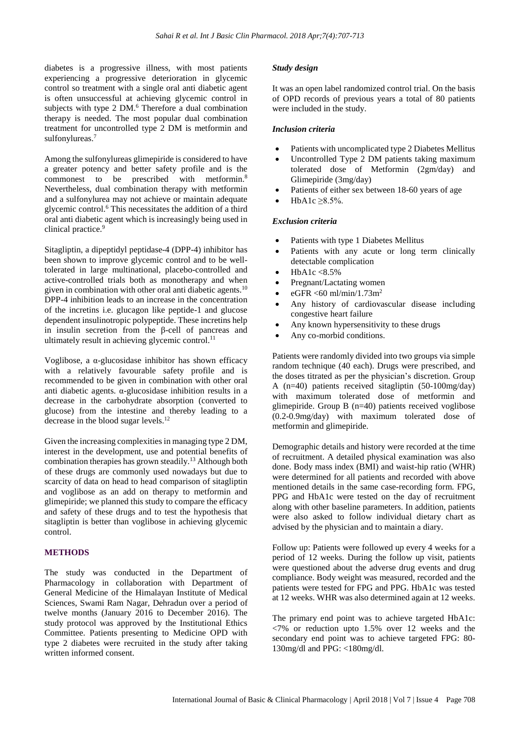diabetes is a progressive illness, with most patients experiencing a progressive deterioration in glycemic control so treatment with a single oral anti diabetic agent is often unsuccessful at achieving glycemic control in subjects with type 2 DM.[6] Therefore a dual combination therapy is needed. The most popular dual combination treatment for uncontrolled type 2 DM is metformin and sulfonylureas.[7]

Among the sulfonylureas glimepiride is considered to have a greater potency and better safety profile and is the commonest to be prescribed with metformin.[8] Nevertheless, dual combination therapy with metformin and a sulfonylurea may not achieve or maintain adequate glycemic control.[6] This necessitates the addition of a third oral anti diabetic agent which is increasingly being used in clinical practice.[9]

Sitagliptin, a dipeptidyl peptidase-4 (DPP-4) inhibitor has been shown to improve glycemic control and to be well-tolerated in large multinational, placebo-controlled and active-controlled trials both as monotherapy and when given in combination with other oral anti diabetic agents.[10] DPP-4 inhibition leads to an increase in the concentration of the incretins i.e. glucagon like peptide-1 and glucose dependent insulinotropic polypeptide. These incretins help in insulin secretion from the β-cell of pancreas and ultimately result in achieving glycemic control.[11]

Voglibose, a α-glucosidase inhibitor has shown efficacy with a relatively favourable safety profile and is recommended to be given in combination with other oral anti diabetic agents. α-glucosidase inhibition results in a decrease in the carbohydrate absorption (converted to glucose) from the intestine and thereby leading to a decrease in the blood sugar levels.[12]

Given the increasing complexities in managing type 2 DM, interest in the development, use and potential benefits of combination therapies has grown steadily.[13] Although both of these drugs are commonly used nowadays but due to scarcity of data on head to head comparison of sitagliptin and voglibose as an add on therapy to metformin and glimepiride; we planned this study to compare the efficacy and safety of these drugs and to test the hypothesis that sitagliptin is better than voglibose in achieving glycemic control.

## METHODS

The study was conducted in the Department of Pharmacology in collaboration with Department of General Medicine of the Himalayan Institute of Medical Sciences, Swami Ram Nagar, Dehradun over a period of twelve months (January 2016 to December 2016). The study protocol was approved by the Institutional Ethics Committee. Patients presenting to Medicine OPD with type 2 diabetes were recruited in the study after taking written informed consent.

### *Study design*

It was an open label randomized control trial. On the basis of OPD records of previous years a total of 80 patients were included in the study.

### *Inclusion criteria*

- Patients with uncomplicated type 2 Diabetes Mellitus
- Uncontrolled Type 2 DM patients taking maximum tolerated dose of Metformin (2gm/day) and Glimepiride (3mg/day)
- Patients of either sex between 18-60 years of age
- HbA1c ≥8.5%.

### *Exclusion criteria*

- Patients with type 1 Diabetes Mellitus
- Patients with any acute or long term clinically detectable complication
- HbA1c <8.5%
- Pregnant/Lactating women
- eGFR <60 ml/min/1.73m$^2$
- Any history of cardiovascular disease including congestive heart failure
- Any known hypersensitivity to these drugs
- Any co-morbid conditions.

Patients were randomly divided into two groups via simple random technique (40 each). Drugs were prescribed, and the doses titrated as per the physician's discretion. Group A (n=40) patients received sitagliptin (50-100mg/day) with maximum tolerated dose of metformin and glimepiride. Group B (n=40) patients received voglibose (0.2-0.9mg/day) with maximum tolerated dose of metformin and glimepiride.

Demographic details and history were recorded at the time of recruitment. A detailed physical examination was also done. Body mass index (BMI) and waist-hip ratio (WHR) were determined for all patients and recorded with above mentioned details in the same case-recording form. FPG, PPG and HbA1c were tested on the day of recruitment along with other baseline parameters. In addition, patients were also asked to follow individual dietary chart as advised by the physician and to maintain a diary.

Follow up: Patients were followed up every 4 weeks for a period of 12 weeks. During the follow up visit, patients were questioned about the adverse drug events and drug compliance. Body weight was measured, recorded and the patients were tested for FPG and PPG. HbA1c was tested at 12 weeks. WHR was also determined again at 12 weeks.

The primary end point was to achieve targeted HbA1c: <7% or reduction upto 1.5% over 12 weeks and the secondary end point was to achieve targeted FPG: 80-130mg/dl and PPG: <180mg/dl.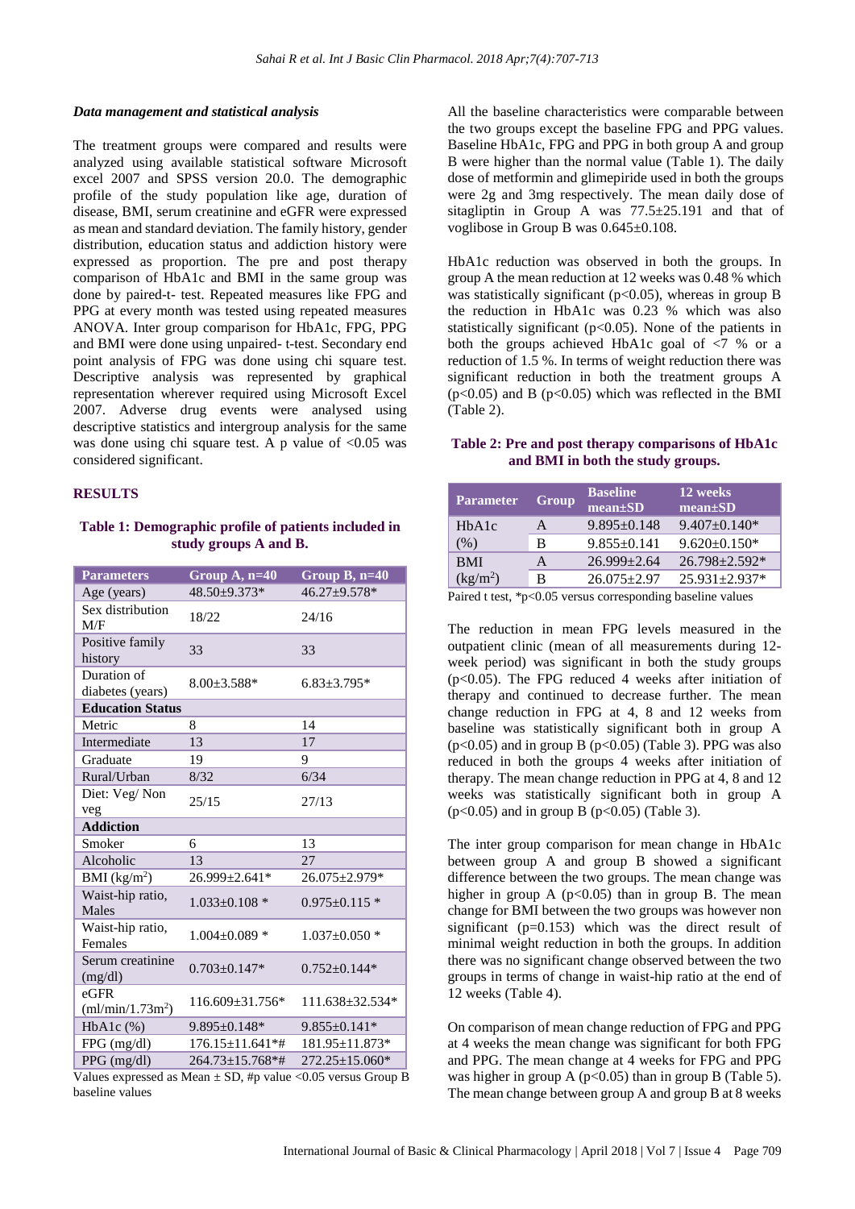#### *Data management and statistical analysis*

The treatment groups were compared and results were analyzed using available statistical software Microsoft excel 2007 and SPSS version 20.0. The demographic profile of the study population like age, duration of disease, BMI, serum creatinine and eGFR were expressed as mean and standard deviation. The family history, gender distribution, education status and addiction history were expressed as proportion. The pre and post therapy comparison of HbA1c and BMI in the same group was done by paired-t- test. Repeated measures like FPG and PPG at every month was tested using repeated measures ANOVA. Inter group comparison for HbA1c, FPG, PPG and BMI were done using unpaired- t-test. Secondary end point analysis of FPG was done using chi square test. Descriptive analysis was represented by graphical representation wherever required using Microsoft Excel 2007. Adverse drug events were analysed using descriptive statistics and intergroup analysis for the same was done using chi square test. A p value of <0.05 was considered significant.

## RESULTS

**Table 1: Demographic profile of patients included in study groups A and B.**

| Parameters | Group A, n=40 | Group B, n=40 |
|---|---|---|
| Age (years) | 48.50±9.373* | 46.27±9.578* |
| Sex distribution M/F | 18/22 | 24/16 |
| Positive family history | 33 | 33 |
| Duration of diabetes (years) | 8.00±3.588* | 6.83±3.795* |
| **Education Status** | | |
| Metric | 8 | 14 |
| Intermediate | 13 | 17 |
| Graduate | 19 | 9 |
| Rural/Urban | 8/32 | 6/34 |
| Diet: Veg/ Non veg | 25/15 | 27/13 |
| **Addiction** | | |
| Smoker | 6 | 13 |
| Alcoholic | 13 | 27 |
| BMI ($kg/m^2$) | 26.999±2.641* | 26.075±2.979* |
| Waist-hip ratio, Males | 1.033±0.108 * | 0.975±0.115 * |
| Waist-hip ratio, Females | 1.004±0.089 * | 1.037±0.050 * |
| Serum creatinine (mg/dl) | 0.703±0.147* | 0.752±0.144* |
| eGFR ($ml/min/1.73m^2$) | 116.609±31.756* | 111.638±32.534* |
| HbA1c (%) | 9.895±0.148* | 9.855±0.141* |
| FPG (mg/dl) | 176.15±11.641*# | 181.95±11.873* |
| PPG (mg/dl) | 264.73±15.768*# | 272.25±15.060* |

Values expressed as Mean ± SD, #p value <0.05 versus Group B baseline values

All the baseline characteristics were comparable between the two groups except the baseline FPG and PPG values. Baseline HbA1c, FPG and PPG in both group A and group B were higher than the normal value (Table 1). The daily dose of metformin and glimepiride used in both the groups were 2g and 3mg respectively. The mean daily dose of sitagliptin in Group A was 77.5±25.191 and that of voglibose in Group B was 0.645±0.108.

HbA1c reduction was observed in both the groups. In group A the mean reduction at 12 weeks was 0.48 % which was statistically significant ($p<0.05$), whereas in group B the reduction in HbA1c was 0.23 % which was also statistically significant ($p<0.05$). None of the patients in both the groups achieved HbA1c goal of <7 % or a reduction of 1.5 %. In terms of weight reduction there was significant reduction in both the treatment groups A ($p<0.05$) and B ($p<0.05$) which was reflected in the BMI (Table 2).

**Table 2: Pre and post therapy comparisons of HbA1c and BMI in both the study groups.**

| Parameter | Group | Baseline mean±SD | 12 weeks mean±SD |
|---|---|---|---|
| HbA1c (%) | A | 9.895±0.148 | 9.407±0.140* |
| | B | 9.855±0.141 | 9.620±0.150* |
| BMI ($kg/m^2$) | A | 26.999±2.64 | 26.798±2.592* |
| | B | 26.075±2.97 | 25.931±2.937* |

Paired t test, *$p<0.05$ versus corresponding baseline values

The reduction in mean FPG levels measured in the outpatient clinic (mean of all measurements during 12-week period) was significant in both the study groups ($p<0.05$). The FPG reduced 4 weeks after initiation of therapy and continued to decrease further. The mean change reduction in FPG at 4, 8 and 12 weeks from baseline was statistically significant both in group A ($p<0.05$) and in group B ($p<0.05$) (Table 3). PPG was also reduced in both the groups 4 weeks after initiation of therapy. The mean change reduction in PPG at 4, 8 and 12 weeks was statistically significant both in group A ($p<0.05$) and in group B ($p<0.05$) (Table 3).

The inter group comparison for mean change in HbA1c between group A and group B showed a significant difference between the two groups. The mean change was higher in group A ($p<0.05$) than in group B. The mean change for BMI between the two groups was however non significant ($p=0.153$) which was the direct result of minimal weight reduction in both the groups. In addition there was no significant change observed between the two groups in terms of change in waist-hip ratio at the end of 12 weeks (Table 4).

On comparison of mean change reduction of FPG and PPG at 4 weeks the mean change was significant for both FPG and PPG. The mean change at 4 weeks for FPG and PPG was higher in group A ($p<0.05$) than in group B (Table 5). The mean change between group A and group B at 8 weeks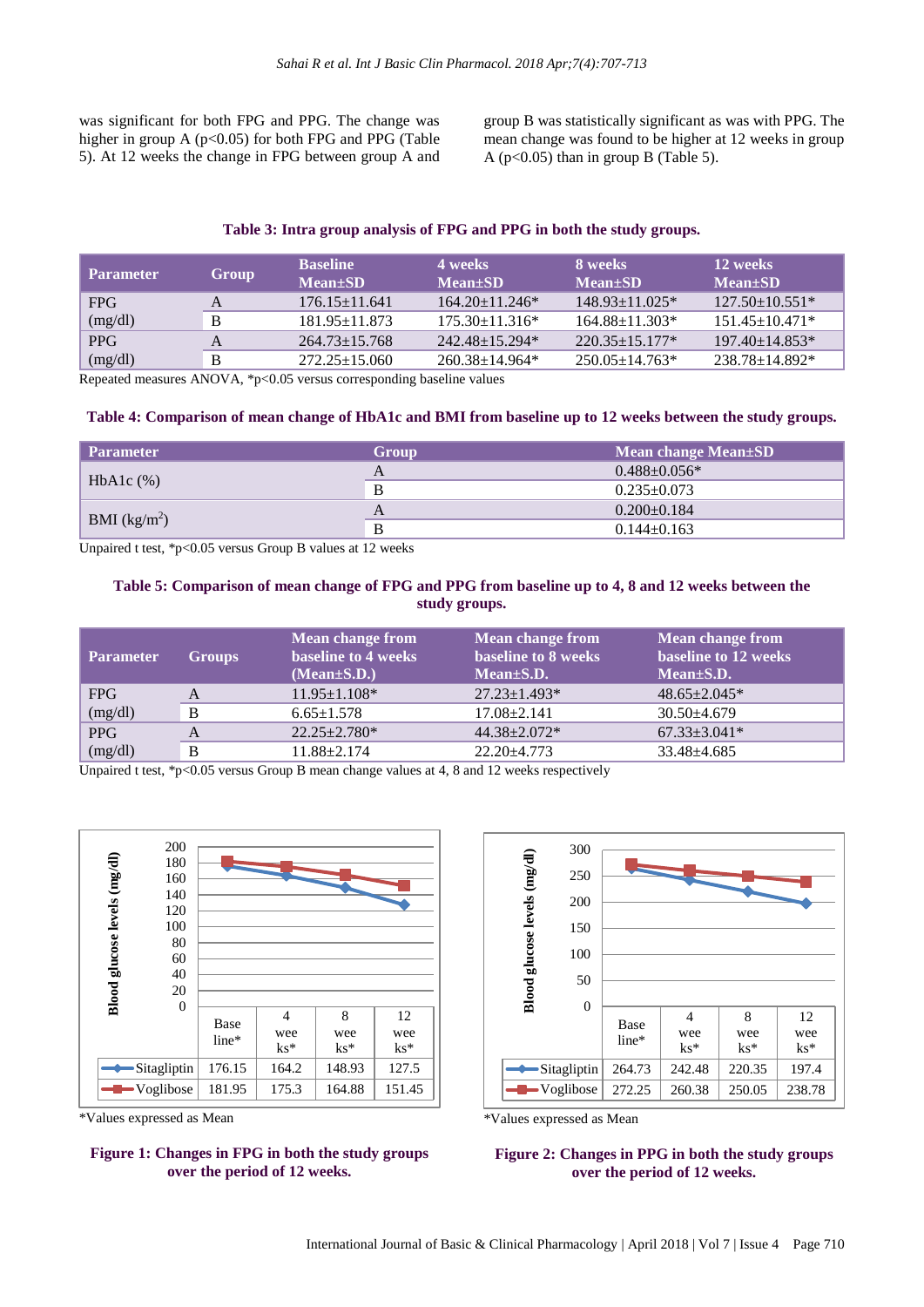was significant for both FPG and PPG. The change was higher in group A (p<0.05) for both FPG and PPG (Table 5). At 12 weeks the change in FPG between group A and group B was statistically significant as was with PPG. The mean change was found to be higher at 12 weeks in group A (p<0.05) than in group B (Table 5).

**Table 3: Intra group analysis of FPG and PPG in both the study groups.**

| Parameter | Group | Baseline Mean±SD | 4 weeks Mean±SD | 8 weeks Mean±SD | 12 weeks Mean±SD |
|---|---|---|---|---|---|
| FPG (mg/dl) | A | 176.15±11.641 | 164.20±11.246* | 148.93±11.025* | 127.50±10.551* |
| | B | 181.95±11.873 | 175.30±11.316* | 164.88±11.303* | 151.45±10.471* |
| PPG (mg/dl) | A | 264.73±15.768 | 242.48±15.294* | 220.35±15.177* | 197.40±14.853* |
| | B | 272.25±15.060 | 260.38±14.964* | 250.05±14.763* | 238.78±14.892* |

Repeated measures ANOVA, *p<0.05 versus corresponding baseline values

**Table 4: Comparison of mean change of HbA1c and BMI from baseline up to 12 weeks between the study groups.**

| Parameter | Group | Mean change Mean±SD |
|---|---|---|
| HbA1c (%) | A | 0.488±0.056* |
| | B | 0.235±0.073 |
| BMI ($kg/m^2$) | A | 0.200±0.184 |
| | B | 0.144±0.163 |

Unpaired t test, *p<0.05 versus Group B values at 12 weeks

**Table 5: Comparison of mean change of FPG and PPG from baseline up to 4, 8 and 12 weeks between the study groups.**

| Parameter | Groups | Mean change from baseline to 4 weeks (Mean±S.D.) | Mean change from baseline to 8 weeks Mean±S.D. | Mean change from baseline to 12 weeks Mean±S.D. |
|---|---|---|---|---|
| FPG (mg/dl) | A | 11.95±1.108* | 27.23±1.493* | 48.65±2.045* |
| | B | 6.65±1.578 | 17.08±2.141 | 30.50±4.679 |
| PPG (mg/dl) | A | 22.25±2.780* | 44.38±2.072* | 67.33±3.041* |
| | B | 11.88±2.174 | 22.20±4.773 | 33.48±4.685 |

Unpaired t test, *p<0.05 versus Group B mean change values at 4, 8 and 12 weeks respectively

| | Baseline* | 4 weeks* | 8 weeks* | 12 weeks* |
|---|---|---|---|---|
| Sitagliptin | 176.15 | 164.2 | 148.93 | 127.5 |
| Voglibose | 181.95 | 175.3 | 164.88 | 151.45 |

*Values expressed as Mean

**Figure 1: Changes in FPG in both the study groups over the period of 12 weeks.**

| | Baseline* | 4 weeks* | 8 weeks* | 12 weeks* |
|---|---|---|---|---|
| Sitagliptin | 264.73 | 242.48 | 220.35 | 197.4 |
| Voglibose | 272.25 | 260.38 | 250.05 | 238.78 |

*Values expressed as Mean

**Figure 2: Changes in PPG in both the study groups over the period of 12 weeks.**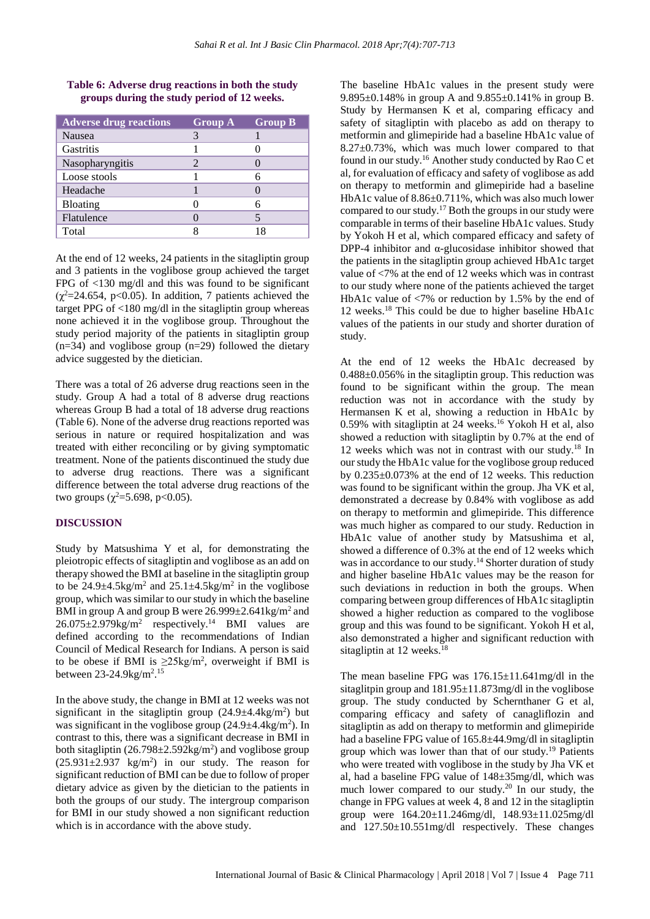**Table 6: Adverse drug reactions in both the study groups during the study period of 12 weeks.**

| Adverse drug reactions | Group A | Group B |
|---|---|---|
| Nausea | 3 | 1 |
| Gastritis | 1 | 0 |
| Nasopharyngitis | 2 | 0 |
| Loose stools | 1 | 6 |
| Headache | 1 | 0 |
| Bloating | 0 | 6 |
| Flatulence | 0 | 5 |
| Total | 8 | 18 |

At the end of 12 weeks, 24 patients in the sitagliptin group and 3 patients in the voglibose group achieved the target FPG of <130 mg/dl and this was found to be significant ($\chi^2$=24.654, p<0.05). In addition, 7 patients achieved the target PPG of <180 mg/dl in the sitagliptin group whereas none achieved it in the voglibose group. Throughout the study period majority of the patients in sitagliptin group (n=34) and voglibose group (n=29) followed the dietary advice suggested by the dietician.

There was a total of 26 adverse drug reactions seen in the study. Group A had a total of 8 adverse drug reactions whereas Group B had a total of 18 adverse drug reactions (Table 6). None of the adverse drug reactions reported was serious in nature or required hospitalization and was treated with either reconciling or by giving symptomatic treatment. None of the patients discontinued the study due to adverse drug reactions. There was a significant difference between the total adverse drug reactions of the two groups ($\chi^2$=5.698, p<0.05).

## DISCUSSION

Study by Matsushima Y et al, for demonstrating the pleiotropic effects of sitagliptin and voglibose as an add on therapy showed the BMI at baseline in the sitagliptin group to be 24.9±4.5kg/m$^2$ and 25.1±4.5kg/m$^2$ in the voglibose group, which was similar to our study in which the baseline BMI in group A and group B were 26.999±2.641kg/m$^2$ and 26.075±2.979kg/m$^2$ respectively.[14] BMI values are defined according to the recommendations of Indian Council of Medical Research for Indians. A person is said to be obese if BMI is ≥25kg/m$^2$, overweight if BMI is between 23-24.9kg/m$^2$.[15]

In the above study, the change in BMI at 12 weeks was not significant in the sitagliptin group (24.9±4.4kg/m$^2$) but was significant in the voglibose group (24.9±4.4kg/m$^2$). In contrast to this, there was a significant decrease in BMI in both sitagliptin (26.798±2.592kg/m$^2$) and voglibose group (25.931±2.937 kg/m$^2$) in our study. The reason for significant reduction of BMI can be due to follow of proper dietary advice as given by the dietician to the patients in both the groups of our study. The intergroup comparison for BMI in our study showed a non significant reduction which is in accordance with the above study.

The baseline HbA1c values in the present study were 9.895±0.148% in group A and 9.855±0.141% in group B. Study by Hermansen K et al, comparing efficacy and safety of sitagliptin with placebo as add on therapy to metformin and glimepiride had a baseline HbA1c value of 8.27±0.73%, which was much lower compared to that found in our study.[16] Another study conducted by Rao C et al, for evaluation of efficacy and safety of voglibose as add on therapy to metformin and glimepiride had a baseline HbA1c value of 8.86±0.711%, which was also much lower compared to our study.[17] Both the groups in our study were comparable in terms of their baseline HbA1c values. Study by Yokoh H et al, which compared efficacy and safety of DPP-4 inhibitor and α-glucosidase inhibitor showed that the patients in the sitagliptin group achieved HbA1c target value of <7% at the end of 12 weeks which was in contrast to our study where none of the patients achieved the target HbA1c value of <7% or reduction by 1.5% by the end of 12 weeks.[18] This could be due to higher baseline HbA1c values of the patients in our study and shorter duration of study.

At the end of 12 weeks the HbA1c decreased by 0.488±0.056% in the sitagliptin group. This reduction was found to be significant within the group. The mean reduction was not in accordance with the study by Hermansen K et al, showing a reduction in HbA1c by 0.59% with sitagliptin at 24 weeks.[16] Yokoh H et al, also showed a reduction with sitagliptin by 0.7% at the end of 12 weeks which was not in contrast with our study.[18] In our study the HbA1c value for the voglibose group reduced by 0.235±0.073% at the end of 12 weeks. This reduction was found to be significant within the group. Jha VK et al, demonstrated a decrease by 0.84% with voglibose as add on therapy to metformin and glimepiride. This difference was much higher as compared to our study. Reduction in HbA1c value of another study by Matsushima et al, showed a difference of 0.3% at the end of 12 weeks which was in accordance to our study.[14] Shorter duration of study and higher baseline HbA1c values may be the reason for such deviations in reduction in both the groups. When comparing between group differences of HbA1c sitagliptin showed a higher reduction as compared to the voglibose group and this was found to be significant. Yokoh H et al, also demonstrated a higher and significant reduction with sitagliptin at 12 weeks.[18]

The mean baseline FPG was 176.15±11.641mg/dl in the sitaglitpin group and 181.95±11.873mg/dl in the voglibose group. The study conducted by Schernthaner G et al, comparing efficacy and safety of canagliflozin and sitagliptin as add on therapy to metformin and glimepiride had a baseline FPG value of 165.8±44.9mg/dl in sitagliptin group which was lower than that of our study.[19] Patients who were treated with voglibose in the study by Jha VK et al, had a baseline FPG value of 148±35mg/dl, which was much lower compared to our study.[20] In our study, the change in FPG values at week 4, 8 and 12 in the sitagliptin group were 164.20±11.246mg/dl, 148.93±11.025mg/dl and 127.50±10.551mg/dl respectively. These changes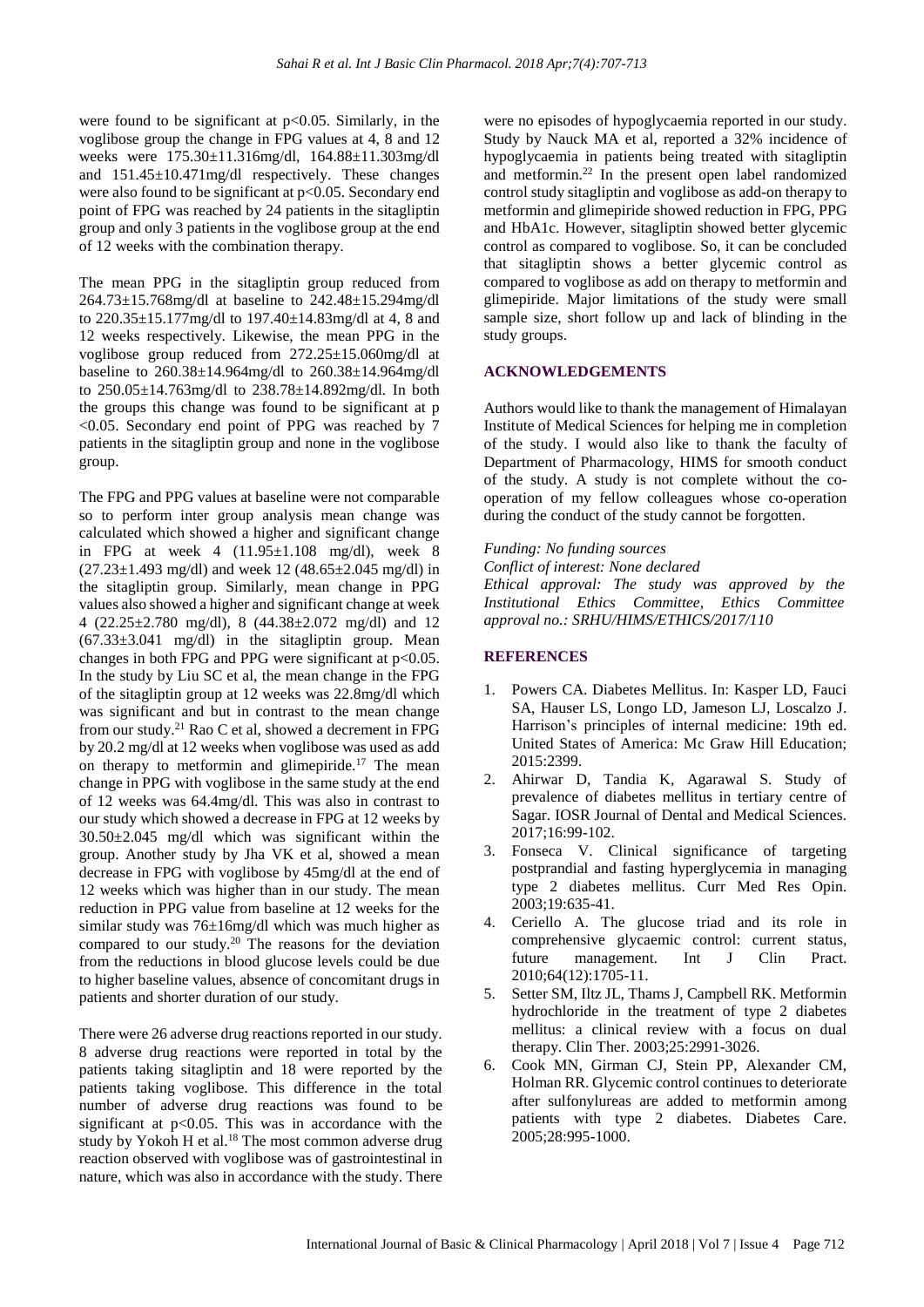were found to be significant at $p<0.05$. Similarly, in the voglibose group the change in FPG values at 4, 8 and 12 weeks were 175.30±11.316mg/dl, 164.88±11.303mg/dl and 151.45±10.471mg/dl respectively. These changes were also found to be significant at $p<0.05$. Secondary end point of FPG was reached by 24 patients in the sitagliptin group and only 3 patients in the voglibose group at the end of 12 weeks with the combination therapy.

The mean PPG in the sitagliptin group reduced from 264.73±15.768mg/dl at baseline to 242.48±15.294mg/dl to 220.35±15.177mg/dl to 197.40±14.83mg/dl at 4, 8 and 12 weeks respectively. Likewise, the mean PPG in the voglibose group reduced from 272.25±15.060mg/dl at baseline to 260.38±14.964mg/dl to 260.38±14.964mg/dl to 250.05±14.763mg/dl to 238.78±14.892mg/dl. In both the groups this change was found to be significant at $p<0.05$. Secondary end point of PPG was reached by 7 patients in the sitagliptin group and none in the voglibose group.

The FPG and PPG values at baseline were not comparable so to perform inter group analysis mean change was calculated which showed a higher and significant change in FPG at week 4 (11.95±1.108 mg/dl), week 8 (27.23±1.493 mg/dl) and week 12 (48.65±2.045 mg/dl) in the sitagliptin group. Similarly, mean change in PPG values also showed a higher and significant change at week 4 (22.25±2.780 mg/dl), 8 (44.38±2.072 mg/dl) and 12 (67.33±3.041 mg/dl) in the sitagliptin group. Mean changes in both FPG and PPG were significant at $p<0.05$. In the study by Liu SC et al, the mean change in the FPG of the sitagliptin group at 12 weeks was 22.8mg/dl which was significant and but in contrast to the mean change from our study.[21] Rao C et al, showed a decrement in FPG by 20.2 mg/dl at 12 weeks when voglibose was used as add on therapy to metformin and glimepiride.[17] The mean change in PPG with voglibose in the same study at the end of 12 weeks was 64.4mg/dl. This was also in contrast to our study which showed a decrease in FPG at 12 weeks by 30.50±2.045 mg/dl which was significant within the group. Another study by Jha VK et al, showed a mean decrease in FPG with voglibose by 45mg/dl at the end of 12 weeks which was higher than in our study. The mean reduction in PPG value from baseline at 12 weeks for the similar study was 76±16mg/dl which was much higher as compared to our study.[20] The reasons for the deviation from the reductions in blood glucose levels could be due to higher baseline values, absence of concomitant drugs in patients and shorter duration of our study.

There were 26 adverse drug reactions reported in our study. 8 adverse drug reactions were reported in total by the patients taking sitagliptin and 18 were reported by the patients taking voglibose. This difference in the total number of adverse drug reactions was found to be significant at $p<0.05$. This was in accordance with the study by Yokoh H et al.[18] The most common adverse drug reaction observed with voglibose was of gastrointestinal in nature, which was also in accordance with the study. There were no episodes of hypoglycaemia reported in our study. Study by Nauck MA et al, reported a 32% incidence of hypoglycaemia in patients being treated with sitagliptin and metformin.[22] In the present open label randomized control study sitagliptin and voglibose as add-on therapy to metformin and glimepiride showed reduction in FPG, PPG and HbA1c. However, sitagliptin showed better glycemic control as compared to voglibose. So, it can be concluded that sitagliptin shows a better glycemic control as compared to voglibose as add on therapy to metformin and glimepiride. Major limitations of the study were small sample size, short follow up and lack of blinding in the study groups.

## ACKNOWLEDGEMENTS

Authors would like to thank the management of Himalayan Institute of Medical Sciences for helping me in completion of the study. I would also like to thank the faculty of Department of Pharmacology, HIMS for smooth conduct of the study. A study is not complete without the co-operation of my fellow colleagues whose co-operation during the conduct of the study cannot be forgotten.

*Funding: No funding sources*
*Conflict of interest: None declared*
*Ethical approval: The study was approved by the Institutional Ethics Committee, Ethics Committee approval no.: SRHU/HIMS/ETHICS/2017/110*

## REFERENCES

1. Powers CA. Diabetes Mellitus. In: Kasper LD, Fauci SA, Hauser LS, Longo LD, Jameson LJ, Loscalzo J. Harrison's principles of internal medicine: 19th ed. United States of America: Mc Graw Hill Education; 2015:2399.
2. Ahirwar D, Tandia K, Agarawal S. Study of prevalence of diabetes mellitus in tertiary centre of Sagar. IOSR Journal of Dental and Medical Sciences. 2017;16:99-102.
3. Fonseca V. Clinical significance of targeting postprandial and fasting hyperglycemia in managing type 2 diabetes mellitus. Curr Med Res Opin. 2003;19:635-41.
4. Ceriello A. The glucose triad and its role in comprehensive glycaemic control: current status, future management. Int J Clin Pract. 2010;64(12):1705-11.
5. Setter SM, Iltz JL, Thams J, Campbell RK. Metformin hydrochloride in the treatment of type 2 diabetes mellitus: a clinical review with a focus on dual therapy. Clin Ther. 2003;25:2991-3026.
6. Cook MN, Girman CJ, Stein PP, Alexander CM, Holman RR. Glycemic control continues to deteriorate after sulfonylureas are added to metformin among patients with type 2 diabetes. Diabetes Care. 2005;28:995-1000.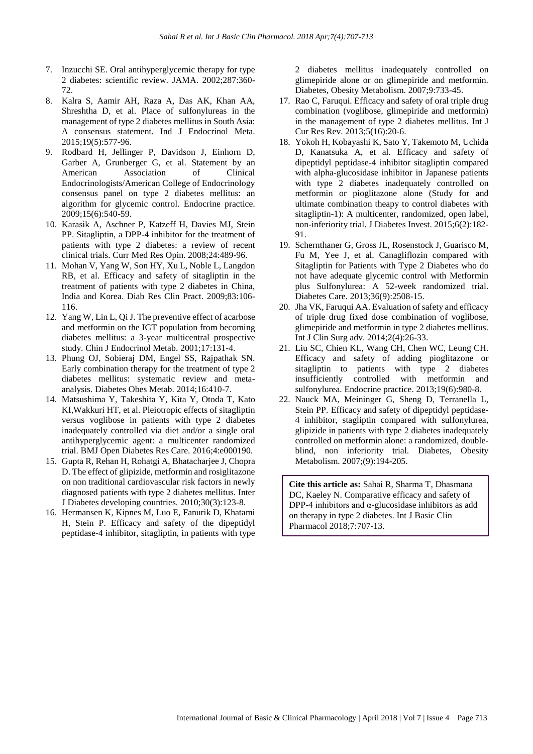7. Inzucchi SE. Oral antihyperglycemic therapy for type 2 diabetes: scientific review. JAMA. 2002;287:360-72.
8. Kalra S, Aamir AH, Raza A, Das AK, Khan AA, Shreshtha D, et al. Place of sulfonylureas in the management of type 2 diabetes mellitus in South Asia: A consensus statement. Ind J Endocrinol Meta. 2015;19(5):577-96.
9. Rodbard H, Jellinger P, Davidson J, Einhorn D, Garber A, Grunberger G, et al. Statement by an American Association of Clinical Endocrinologists/American College of Endocrinology consensus panel on type 2 diabetes mellitus: an algorithm for glycemic control. Endocrine practice. 2009;15(6):540-59.
10. Karasik A, Aschner P, Katzeff H, Davies MJ, Stein PP. Sitagliptin, a DPP-4 inhibitor for the treatment of patients with type 2 diabetes: a review of recent clinical trials. Curr Med Res Opin. 2008;24:489-96.
11. Mohan V, Yang W, Son HY, Xu L, Noble L, Langdon RB, et al. Efficacy and safety of sitagliptin in the treatment of patients with type 2 diabetes in China, India and Korea. Diab Res Clin Pract. 2009;83:106-116.
12. Yang W, Lin L, Qi J. The preventive effect of acarbose and metformin on the IGT population from becoming diabetes mellitus: a 3-year multicentral prospective study. Chin J Endocrinol Metab. 2001;17:131-4.
13. Phung OJ, Sobieraj DM, Engel SS, Rajpathak SN. Early combination therapy for the treatment of type 2 diabetes mellitus: systematic review and meta-analysis. Diabetes Obes Metab. 2014;16:410-7.
14. Matsushima Y, Takeshita Y, Kita Y, Otoda T, Kato KI,Wakkuri HT, et al. Pleiotropic effects of sitagliptin versus voglibose in patients with type 2 diabetes inadequately controlled via diet and/or a single oral antihyperglycemic agent: a multicenter randomized trial. BMJ Open Diabetes Res Care. 2016;4:e000190.
15. Gupta R, Rehan H, Rohatgi A, Bhatacharjee J, Chopra D. The effect of glipizide, metformin and rosiglitazone on non traditional cardiovascular risk factors in newly diagnosed patients with type 2 diabetes mellitus. Inter J Diabetes developing countries. 2010;30(3):123-8.
16. Hermansen K, Kipnes M, Luo E, Fanurik D, Khatami H, Stein P. Efficacy and safety of the dipeptidyl peptidase-4 inhibitor, sitagliptin, in patients with type 2 diabetes mellitus inadequately controlled on glimepiride alone or on glimepiride and metformin. Diabetes, Obesity Metabolism. 2007;9:733-45.
17. Rao C, Faruqui. Efficacy and safety of oral triple drug combination (voglibose, glimepiride and metformin) in the management of type 2 diabetes mellitus. Int J Cur Res Rev. 2013;5(16):20-6.
18. Yokoh H, Kobayashi K, Sato Y, Takemoto M, Uchida D, Kanatsuka A, et al. Efficacy and safety of dipeptidyl peptidase-4 inhibitor sitagliptin compared with alpha-glucosidase inhibitor in Japanese patients with type 2 diabetes inadequately controlled on metformin or pioglitazone alone (Study for and ultimate combination theapy to control diabetes with sitagliptin-1): A multicenter, randomized, open label, non-inferiority trial. J Diabetes Invest. 2015;6(2):182-91.
19. Schernthaner G, Gross JL, Rosenstock J, Guarisco M, Fu M, Yee J, et al. Canagliflozin compared with Sitagliptin for Patients with Type 2 Diabetes who do not have adequate glycemic control with Metformin plus Sulfonylurea: A 52-week randomized trial. Diabetes Care. 2013;36(9):2508-15.
20. Jha VK, Faruqui AA. Evaluation of safety and efficacy of triple drug fixed dose combination of voglibose, glimepiride and metformin in type 2 diabetes mellitus. Int J Clin Surg adv. 2014;2(4):26-33.
21. Liu SC, Chien KL, Wang CH, Chen WC, Leung CH. Efficacy and safety of adding pioglitazone or sitagliptin to patients with type 2 diabetes insufficiently controlled with metformin and sulfonylurea. Endocrine practice. 2013;19(6):980-8.
22. Nauck MA, Meininger G, Sheng D, Terranella L, Stein PP. Efficacy and safety of dipeptidyl peptidase-4 inhibitor, stagliptin compared with sulfonylurea, glipizide in patients with type 2 diabetes inadequately controlled on metformin alone: a randomized, double-blind, non inferiority trial. Diabetes, Obesity Metabolism. 2007;(9):194-205.

**Cite this article as:** Sahai R, Sharma T, Dhasmana DC, Kaeley N. Comparative efficacy and safety of DPP-4 inhibitors and α-glucosidase inhibitors as add on therapy in type 2 diabetes. Int J Basic Clin Pharmacol 2018;7:707-13.